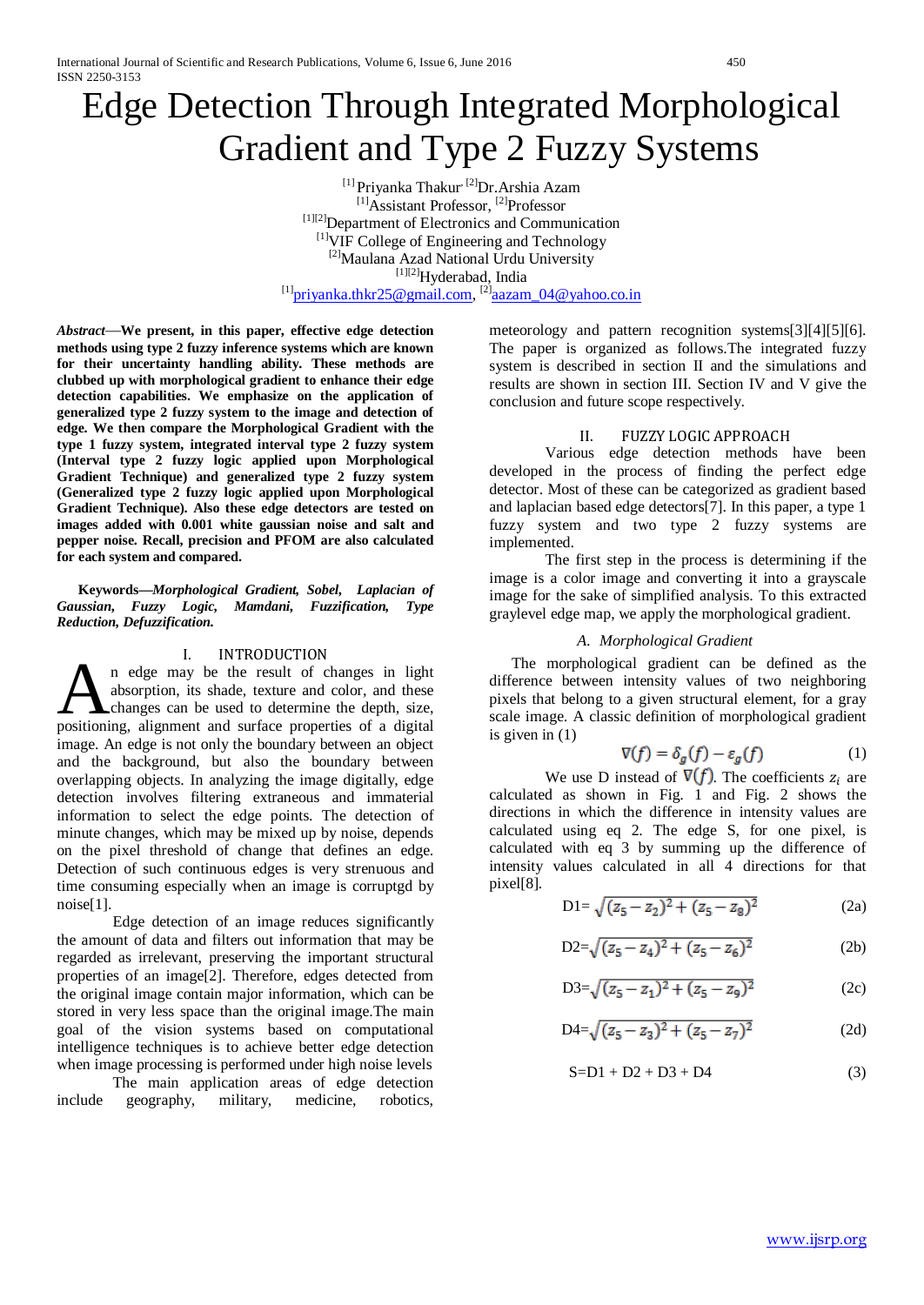# Edge Detection Through Integrated Morphological Gradient and Type 2 Fuzzy Systems

[1] Priyanka Thakur, [2]Dr.Arshia Azam
[1]Assistant Professor, [2]Professor
[1][2]Department of Electronics and Communication
[1]VIF College of Engineering and Technology
[2]Maulana Azad National Urdu University
[1][2]Hyderabad, India
[1]priyanka.thkr25@gmail.com, [2]aazam_04@yahoo.co.in

***Abstract*—We present, in this paper, effective edge detection methods using type 2 fuzzy inference systems which are known for their uncertainty handling ability. These methods are clubbed up with morphological gradient to enhance their edge detection capabilities. We emphasize on the application of generalized type 2 fuzzy system to the image and detection of edge. We then compare the Morphological Gradient with the type 1 fuzzy system, integrated interval type 2 fuzzy system (Interval type 2 fuzzy logic applied upon Morphological Gradient Technique) and generalized type 2 fuzzy system (Generalized type 2 fuzzy logic applied upon Morphological Gradient Technique). Also these edge detectors are tested on images added with 0.001 white gaussian noise and salt and pepper noise. Recall, precision and PFOM are also calculated for each system and compared.**

**Keywords—*Morphological Gradient, Sobel, Laplacian of Gaussian, Fuzzy Logic, Mamdani, Fuzzification, Type Reduction, Defuzzification.***

## I. INTRODUCTION

An edge may be the result of changes in light absorption, its shade, texture and color, and these changes can be used to determine the depth, size, positioning, alignment and surface properties of a digital image. An edge is not only the boundary between an object and the background, but also the boundary between overlapping objects. In analyzing the image digitally, edge detection involves filtering extraneous and immaterial information to select the edge points. The detection of minute changes, which may be mixed up by noise, depends on the pixel threshold of change that defines an edge. Detection of such continuous edges is very strenuous and time consuming especially when an image is corruptgd by noise[1].

Edge detection of an image reduces significantly the amount of data and filters out information that may be regarded as irrelevant, preserving the important structural properties of an image[2]. Therefore, edges detected from the original image contain major information, which can be stored in very less space than the original image.The main goal of the vision systems based on computational intelligence techniques is to achieve better edge detection when image processing is performed under high noise levels

The main application areas of edge detection include geography, military, medicine, robotics, meteorology and pattern recognition systems[3][4][5][6]. The paper is organized as follows.The integrated fuzzy system is described in section II and the simulations and results are shown in section III. Section IV and V give the conclusion and future scope respectively.

## II. FUZZY LOGIC APPROACH

Various edge detection methods have been developed in the process of finding the perfect edge detector. Most of these can be categorized as gradient based and laplacian based edge detectors[7]. In this paper, a type 1 fuzzy system and two type 2 fuzzy systems are implemented.

The first step in the process is determining if the image is a color image and converting it into a grayscale image for the sake of simplified analysis. To this extracted graylevel edge map, we apply the morphological gradient.

### *A. Morphological Gradient*

The morphological gradient can be defined as the difference between intensity values of two neighboring pixels that belong to a given structural element, for a gray scale image. A classic definition of morphological gradient is given in (1)

$$\nabla(f) = \delta_g(f) - \varepsilon_g(f) \tag{1}$$

We use D instead of $\nabla(f)$. The coefficients $z_i$ are calculated as shown in Fig. 1 and Fig. 2 shows the directions in which the difference in intensity values are calculated using eq 2. The edge S, for one pixel, is calculated with eq 3 by summing up the difference of intensity values calculated in all 4 directions for that pixel[8].

$$D1= \sqrt{(z_5 - z_2)^2 + (z_5 - z_8)^2} \tag{2a}$$

$$D2=\sqrt{(z_5 - z_4)^2 + (z_5 - z_6)^2} \tag{2b}$$

$$D3=\sqrt{(z_5 - z_1)^2 + (z_5 - z_9)^2} \tag{2c}$$

$$D4=\sqrt{(z_5 - z_3)^2 + (z_5 - z_7)^2} \tag{2d}$$

$$S=D1 + D2 + D3 + D4 \tag{3}$$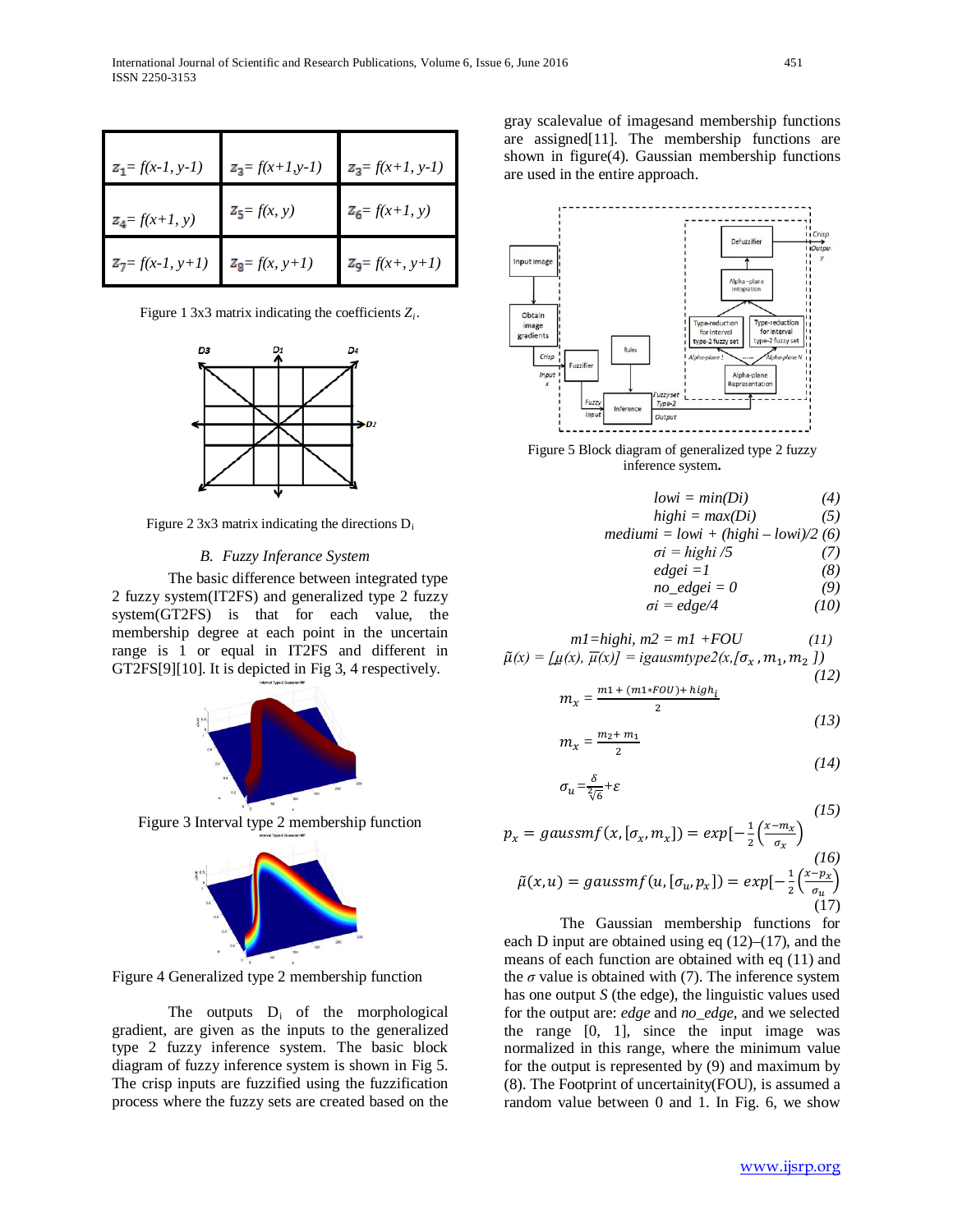| $z_1$= *f(x-1, y-1)* | $z_3$= *f(x+1,y-1)* | $z_3$= *f(x+1, y-1)* |
|---|---|---|
| $z_4$= *f(x+1, y)* | $z_5$= *f(x, y)* | $z_6$= *f(x+1, y)* |
| $z_7$= *f(x-1, y+1)* | $z_8$= *f(x, y+1)* | $z_9$= *f(x+, y+1)* |

Figure 1 3x3 matrix indicating the coefficients $Z_i$.

Figure 2 3x3 matrix indicating the directions $D_i$

### *B. Fuzzy Inferance System*

The basic difference between integrated type 2 fuzzy system(IT2FS) and generalized type 2 fuzzy system(GT2FS) is that for each value, the membership degree at each point in the uncertain range is 1 or equal in IT2FS and different in GT2FS[9][10]. It is depicted in Fig 3, 4 respectively.

Figure 3 Interval type 2 membership function

Figure 4 Generalized type 2 membership function

The outputs $D_i$ of the morphological gradient, are given as the inputs to the generalized type 2 fuzzy inference system. The basic block diagram of fuzzy inference system is shown in Fig 5. The crisp inputs are fuzzified using the fuzzification process where the fuzzy sets are created based on the gray scalevalue of imagesand membership functions are assigned[11]. The membership functions are shown in figure(4). Gaussian membership functions are used in the entire approach.

Figure 5 Block diagram of generalized type 2 fuzzy inference system**.**

$$lowi = min(Di) \quad (4)$$

$$highi = max(Di) \quad (5)$$

$$mediumi = lowi + (highi – lowi)/2 \quad (6)$$

$$\sigma i = highi /5 \quad (7)$$

$$edgei = 1 \quad (8)$$

$$no\_edgei = 0 \quad (9)$$

$$\sigma i = edge/4 \quad (10)$$

$$m1=highi,\ m2 = m1 + FOU \quad (11)$$

$$\tilde{\mu}(x) = [\underline{\mu}(x), \overline{\mu}(x)] = igausmtype2(x,[\sigma_x, m_1, m_2]) \quad (12)$$

$$m_x = \frac{m1 + (m1*FOU) + high_i}{2} \quad (13)$$

$$m_x = \frac{m_2 + m_1}{2} \quad (14)$$

$$\sigma_u = \frac{\delta}{2\sqrt[]{6}} + \varepsilon \quad (15)$$

$$p_x = gaussmf(x, [\sigma_x, m_x]) = exp[-\frac{1}{2}\left(\frac{x-m_x}{\sigma_x}\right) \quad (16)$$

$$\tilde{\mu}(x,u) = gaussmf(u, [\sigma_u, p_x]) = exp[-\frac{1}{2}\left(\frac{x-p_x}{\sigma_u}\right) \quad (17)$$

The Gaussian membership functions for each D input are obtained using eq (12)–(17), and the means of each function are obtained with eq (11) and the $\sigma$ value is obtained with (7). The inference system has one output *S* (the edge), the linguistic values used for the output are: *edge* and *no_edge*, and we selected the range [0, 1], since the input image was normalized in this range, where the minimum value for the output is represented by (9) and maximum by (8). The Footprint of uncertainity(FOU), is assumed a random value between 0 and 1. In Fig. 6, we show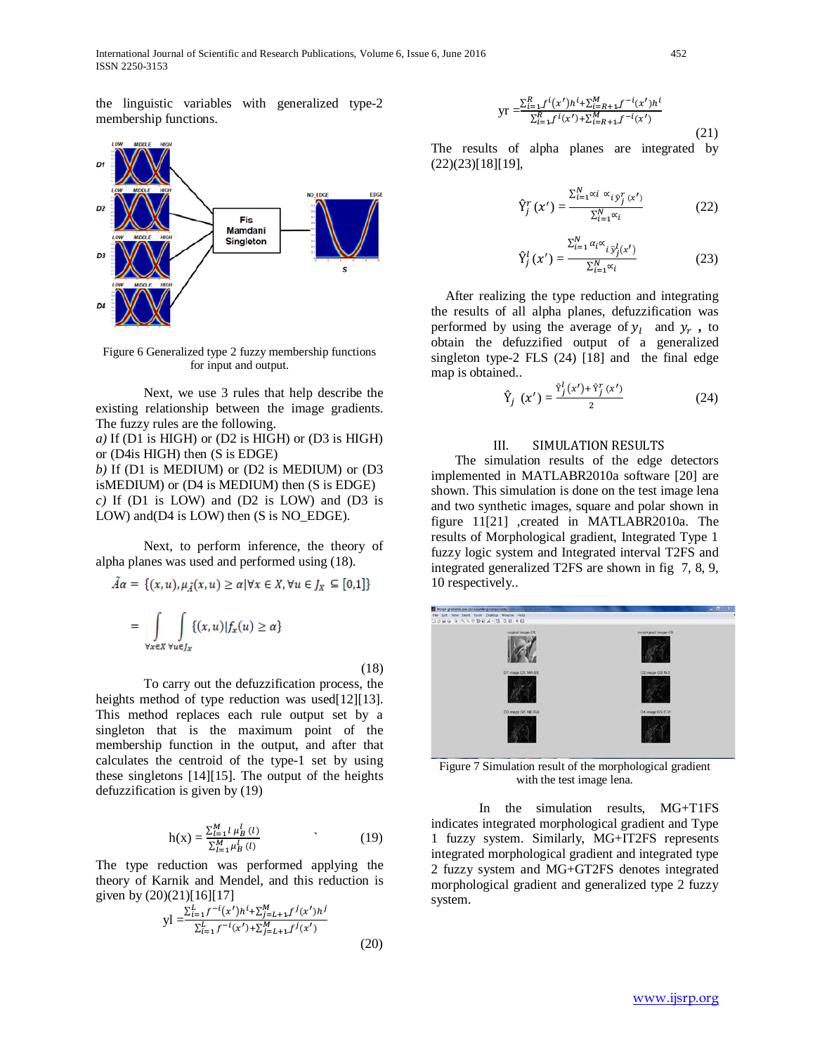the linguistic variables with generalized type-2 membership functions.

Figure 6 Generalized type 2 fuzzy membership functions for input and output.

Next, we use 3 rules that help describe the existing relationship between the image gradients. The fuzzy rules are the following.

*a)* If (D1 is HIGH) or (D2 is HIGH) or (D3 is HIGH) or (D4is HIGH) then (S is EDGE)

*b)* If (D1 is MEDIUM) or (D2 is MEDIUM) or (D3 isMEDIUM) or (D4 is MEDIUM) then (S is EDGE)

*c)* If (D1 is LOW) and (D2 is LOW) and (D3 is LOW) and(D4 is LOW) then (S is NO_EDGE).

Next, to perform inference, the theory of alpha planes was used and performed using (18).

$$\tilde{A}\alpha = \{(x,u), \mu_{\tilde{A}}(x,u) \geq \alpha | \forall x \in X, \forall u \in J_x \subseteq [0,1]\}$$

$$= \int_{\forall x \in X} \int_{\forall u \in J_x} \{(x,u) | f_x(u) \geq \alpha\} \qquad (18)$$

To carry out the defuzzification process, the heights method of type reduction was used[12][13]. This method replaces each rule output set by a singleton that is the maximum point of the membership function in the output, and after that calculates the centroid of the type-1 set by using these singletons [14][15]. The output of the heights defuzzification is given by (19)

$$\text{h(x)} = \frac{\sum_{l=1}^{M} l\, \mu_B^l\,(l)}{\sum_{l=1}^{M} \mu_B^l\,(l)} \qquad (19)$$

The type reduction was performed applying the theory of Karnik and Mendel, and this reduction is given by (20)(21)[16][17]

$$\text{yl} = \frac{\sum_{i=1}^{L} f^{-i}(x')h^i + \sum_{j=L+1}^{M} f^j(x')h^j}{\sum_{i=1}^{L} f^{-i}(x') + \sum_{j=L+1}^{M} f^j(x')} \qquad (20)$$

$$\text{yr} = \frac{\sum_{i=1}^{R} f^i(x')h^i + \sum_{i=R+1}^{M} f^{-i}(x')h^i}{\sum_{i=1}^{R} f^i(x') + \sum_{i=R+1}^{M} f^{-i}(x')} \qquad (21)$$

The results of alpha planes are integrated by (22)(23)[18][19],

$$\hat{Y}_j^r(x') = \frac{\sum_{i=1}^{N} \alpha i\, \alpha_i \bar{y}_j^r(x')}{\sum_{i=1}^{N} \alpha_i} \qquad (22)$$

$$\hat{Y}_j^l(x') = \frac{\sum_{i=1}^{N} \alpha_i \alpha_i \bar{y}_j^l(x')}{\sum_{i=1}^{N} \alpha_i} \qquad (23)$$

After realizing the type reduction and integrating the results of all alpha planes, defuzzification was performed by using the average of $y_l$ and $y_r$ , to obtain the defuzzified output of a generalized singleton type-2 FLS (24) [18] and the final edge map is obtained..

$$\hat{Y}_j\ (x') = \frac{\hat{Y}_j^l(x') + \hat{Y}_j^r(x')}{2} \qquad (24)$$

## III. SIMULATION RESULTS

The simulation results of the edge detectors implemented in MATLABR2010a software [20] are shown. This simulation is done on the test image lena and two synthetic images, square and polar shown in figure 11[21] ,created in MATLABR2010a. The results of Morphological gradient, Integrated Type 1 fuzzy logic system and Integrated interval T2FS and integrated generalized T2FS are shown in fig 7, 8, 9, 10 respectively..

Figure 7 Simulation result of the morphological gradient with the test image lena.

In the simulation results, MG+T1FS indicates integrated morphological gradient and Type 1 fuzzy system. Similarly, MG+IT2FS represents integrated morphological gradient and integrated type 2 fuzzy system and MG+GT2FS denotes integrated morphological gradient and generalized type 2 fuzzy system.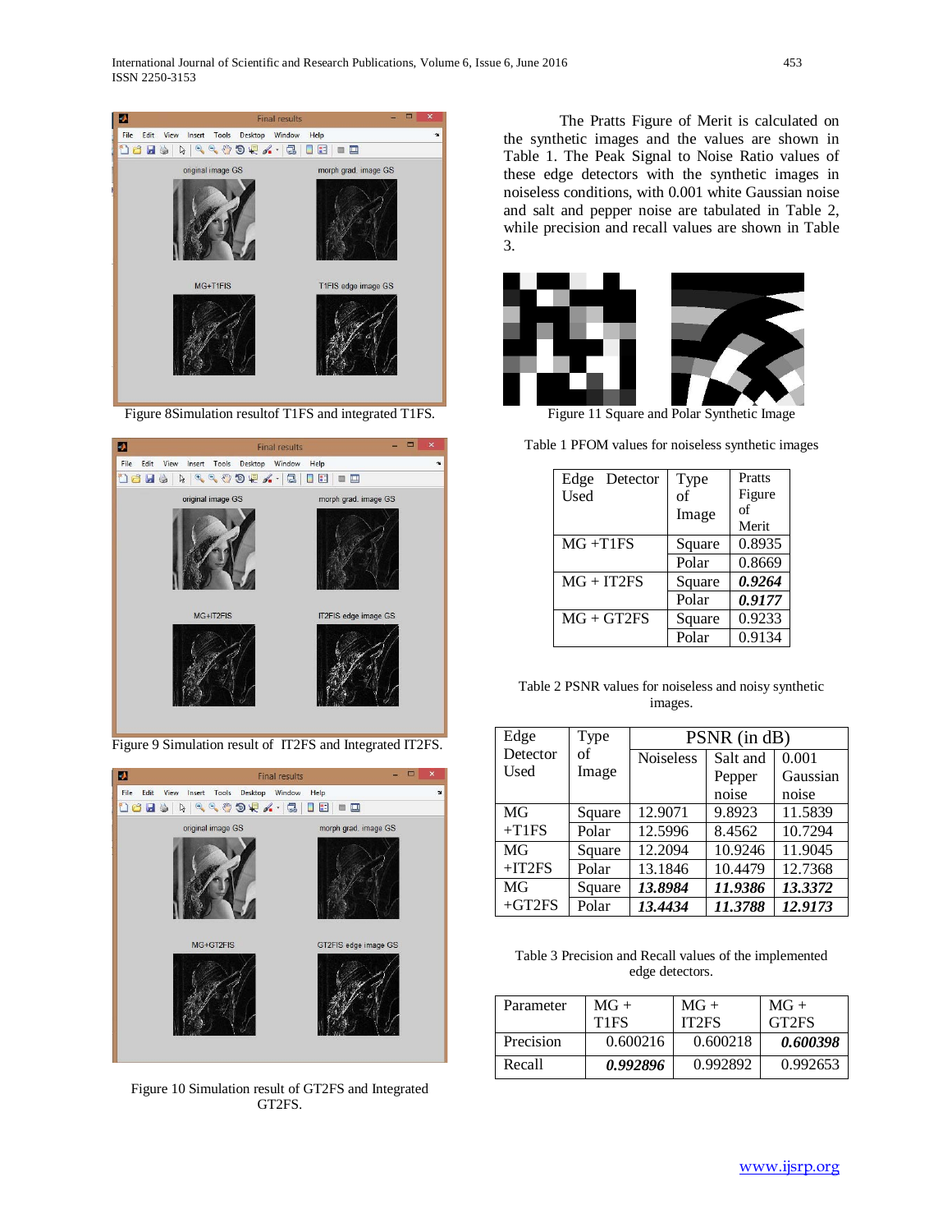Figure 8Simulation resultof T1FS and integrated T1FS.

Figure 9 Simulation result of IT2FS and Integrated IT2FS.

Figure 10 Simulation result of GT2FS and Integrated GT2FS.

The Pratts Figure of Merit is calculated on the synthetic images and the values are shown in Table 1. The Peak Signal to Noise Ratio values of these edge detectors with the synthetic images in noiseless conditions, with 0.001 white Gaussian noise and salt and pepper noise are tabulated in Table 2, while precision and recall values are shown in Table 3.

Figure 11 Square and Polar Synthetic Image

Table 1 PFOM values for noiseless synthetic images

| Edge Detector Used | Type of Image | Pratts Figure of Merit |
|---|---|---|
| MG +T1FS | Square | 0.8935 |
| | Polar | 0.8669 |
| MG + IT2FS | Square | ***0.9264*** |
| | Polar | ***0.9177*** |
| MG + GT2FS | Square | 0.9233 |
| | Polar | 0.9134 |

Table 2 PSNR values for noiseless and noisy synthetic images.

| Edge Detector Used | Type of Image | PSNR (in dB) | | |
|---|---|---|---|---|
| | | Noiseless | Salt and Pepper noise | 0.001 Gaussian noise |
| MG +T1FS | Square | 12.9071 | 9.8923 | 11.5839 |
| | Polar | 12.5996 | 8.4562 | 10.7294 |
| MG +IT2FS | Square | 12.2094 | 10.9246 | 11.9045 |
| | Polar | 13.1846 | 10.4479 | 12.7368 |
| MG +GT2FS | Square | ***13.8984*** | ***11.9386*** | ***13.3372*** |
| | Polar | ***13.4434*** | ***11.3788*** | ***12.9173*** |

Table 3 Precision and Recall values of the implemented edge detectors.

| Parameter | MG + T1FS | MG + IT2FS | MG + GT2FS |
|---|---|---|---|
| Precision | 0.600216 | 0.600218 | ***0.600398*** |
| Recall | ***0.992896*** | 0.992892 | 0.992653 |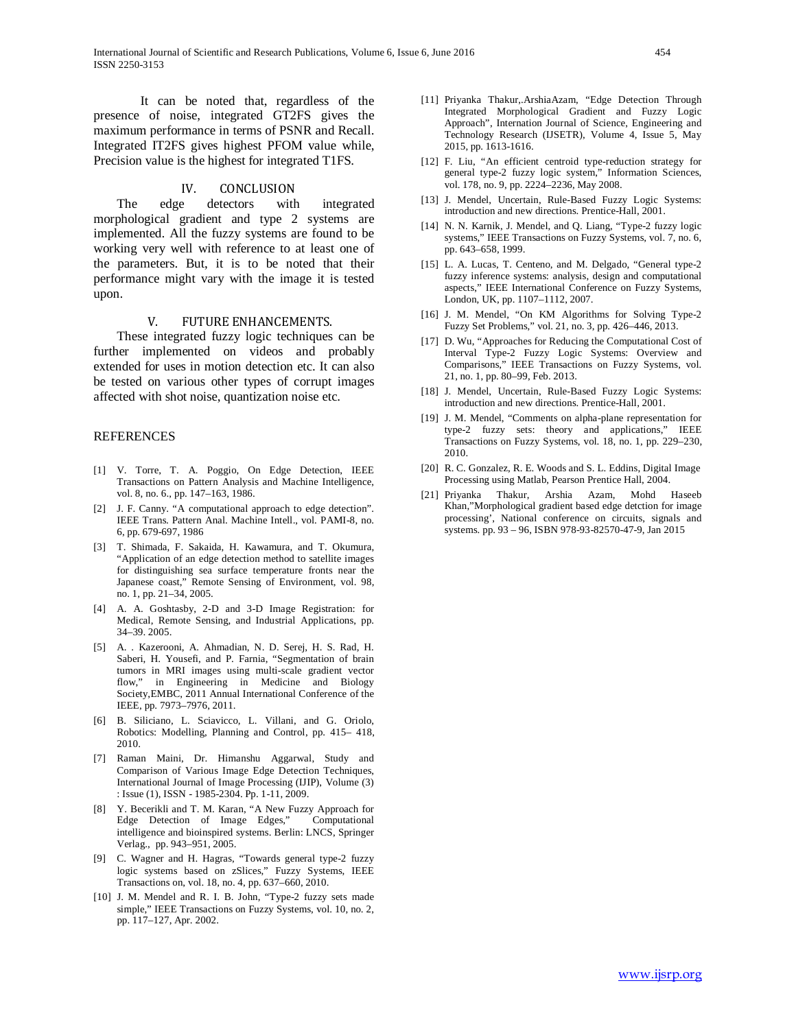It can be noted that, regardless of the presence of noise, integrated GT2FS gives the maximum performance in terms of PSNR and Recall. Integrated IT2FS gives highest PFOM value while, Precision value is the highest for integrated T1FS.

## IV. CONCLUSION

The edge detectors with integrated morphological gradient and type 2 systems are implemented. All the fuzzy systems are found to be working very well with reference to at least one of the parameters. But, it is to be noted that their performance might vary with the image it is tested upon.

## V. FUTURE ENHANCEMENTS.

These integrated fuzzy logic techniques can be further implemented on videos and probably extended for uses in motion detection etc. It can also be tested on various other types of corrupt images affected with shot noise, quantization noise etc.

## REFERENCES

[1] V. Torre, T. A. Poggio, On Edge Detection, IEEE Transactions on Pattern Analysis and Machine Intelligence, vol. 8, no. 6., pp. 147–163, 1986.

[2] J. F. Canny. "A computational approach to edge detection". IEEE Trans. Pattern Anal. Machine Intell., vol. PAMI-8, no. 6, pp. 679-697, 1986

[3] T. Shimada, F. Sakaida, H. Kawamura, and T. Okumura, "Application of an edge detection method to satellite images for distinguishing sea surface temperature fronts near the Japanese coast," Remote Sensing of Environment, vol. 98, no. 1, pp. 21–34, 2005.

[4] A. A. Goshtasby, 2-D and 3-D Image Registration: for Medical, Remote Sensing, and Industrial Applications, pp. 34–39. 2005.

[5] A. . Kazerooni, A. Ahmadian, N. D. Serej, H. S. Rad, H. Saberi, H. Yousefi, and P. Farnia, "Segmentation of brain tumors in MRI images using multi-scale gradient vector flow," in Engineering in Medicine and Biology Society,EMBC, 2011 Annual International Conference of the IEEE, pp. 7973–7976, 2011.

[6] B. Siliciano, L. Sciavicco, L. Villani, and G. Oriolo, Robotics: Modelling, Planning and Control, pp. 415– 418, 2010.

[7] Raman Maini, Dr. Himanshu Aggarwal, Study and Comparison of Various Image Edge Detection Techniques, International Journal of Image Processing (IJIP), Volume (3) : Issue (1), ISSN - 1985-2304. Pp. 1-11, 2009.

[8] Y. Becerikli and T. M. Karan, "A New Fuzzy Approach for Edge Detection of Image Edges," Computational intelligence and bioinspired systems. Berlin: LNCS, Springer Verlag., pp. 943–951, 2005.

[9] C. Wagner and H. Hagras, "Towards general type-2 fuzzy logic systems based on zSlices," Fuzzy Systems, IEEE Transactions on, vol. 18, no. 4, pp. 637–660, 2010.

[10] J. M. Mendel and R. I. B. John, "Type-2 fuzzy sets made simple," IEEE Transactions on Fuzzy Systems, vol. 10, no. 2, pp. 117–127, Apr. 2002.

[11] Priyanka Thakur,.ArshiaAzam, "Edge Detection Through Integrated Morphological Gradient and Fuzzy Logic Approach", Internation Journal of Science, Engineering and Technology Research (IJSETR), Volume 4, Issue 5, May 2015, pp. 1613-1616.

[12] F. Liu, "An efficient centroid type-reduction strategy for general type-2 fuzzy logic system," Information Sciences, vol. 178, no. 9, pp. 2224–2236, May 2008.

[13] J. Mendel, Uncertain, Rule-Based Fuzzy Logic Systems: introduction and new directions. Prentice-Hall, 2001.

[14] N. N. Karnik, J. Mendel, and Q. Liang, "Type-2 fuzzy logic systems," IEEE Transactions on Fuzzy Systems, vol. 7, no. 6, pp. 643–658, 1999.

[15] L. A. Lucas, T. Centeno, and M. Delgado, "General type-2 fuzzy inference systems: analysis, design and computational aspects," IEEE International Conference on Fuzzy Systems, London, UK, pp. 1107–1112, 2007.

[16] J. M. Mendel, "On KM Algorithms for Solving Type-2 Fuzzy Set Problems," vol. 21, no. 3, pp. 426–446, 2013.

[17] D. Wu, "Approaches for Reducing the Computational Cost of Interval Type-2 Fuzzy Logic Systems: Overview and Comparisons," IEEE Transactions on Fuzzy Systems, vol. 21, no. 1, pp. 80–99, Feb. 2013.

[18] J. Mendel, Uncertain, Rule-Based Fuzzy Logic Systems: introduction and new directions. Prentice-Hall, 2001.

[19] J. M. Mendel, "Comments on alpha-plane representation for type-2 fuzzy sets: theory and applications," IEEE Transactions on Fuzzy Systems, vol. 18, no. 1, pp. 229–230, 2010.

[20] R. C. Gonzalez, R. E. Woods and S. L. Eddins, Digital Image Processing using Matlab, Pearson Prentice Hall, 2004.

[21] Priyanka Thakur, Arshia Azam, Mohd Haseeb Khan,"Morphological gradient based edge detction for image processing', National conference on circuits, signals and systems. pp. 93 – 96, ISBN 978-93-82570-47-9, Jan 2015